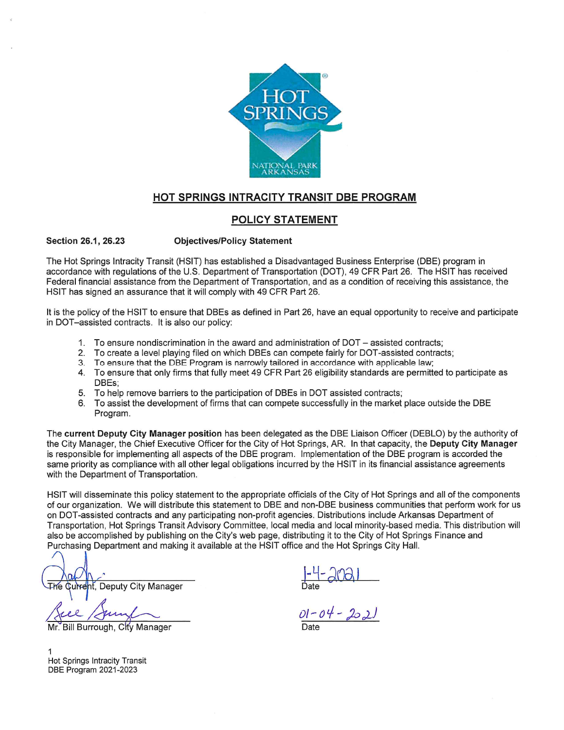HOT SPRINGS

NATIONAL PARK ARKANSAS

## HOT SPRINGS INTRACITY TRANSIT DBE PROGRAM

## POLICY STATEMENT

**Section 26.1, 26.23 Objectives/Policy Statement**

The Hot Springs Intracity Transit (HSIT) has established a Disadvantaged Business Enterprise (DBE) program in accordance with regulations of the U.S. Department of Transportation (DOT), 49 CFR Part 26. The HSIT has received Federal financial assistance from the Department of Transportation, and as a condition of receiving this assistance, the HSIT has signed an assurance that it will comply with 49 CFR Part 26.

It is the policy of the HSIT to ensure that DBEs as defined in Part 26, have an equal opportunity to receive and participate in DOT–assisted contracts. It is also our policy:

1. To ensure nondiscrimination in the award and administration of DOT – assisted contracts;
2. To create a level playing filed on which DBEs can compete fairly for DOT-assisted contracts;
3. To ensure that the DBE Program is narrowly tailored in accordance with applicable law;
4. To ensure that only firms that fully meet 49 CFR Part 26 eligibility standards are permitted to participate as DBEs;
5. To help remove barriers to the participation of DBEs in DOT assisted contracts;
6. To assist the development of firms that can compete successfully in the market place outside the DBE Program.

The **current Deputy City Manager position** has been delegated as the DBE Liaison Officer (DEBLO) by the authority of the City Manager, the Chief Executive Officer for the City of Hot Springs, AR. In that capacity, the **Deputy City Manager** is responsible for implementing all aspects of the DBE program. Implementation of the DBE program is accorded the same priority as compliance with all other legal obligations incurred by the HSIT in its financial assistance agreements with the Department of Transportation.

HSIT will disseminate this policy statement to the appropriate officials of the City of Hot Springs and all of the components of our organization. We will distribute this statement to DBE and non-DBE business communities that perform work for us on DOT-assisted contracts and any participating non-profit agencies. Distributions include Arkansas Department of Transportation, Hot Springs Transit Advisory Committee, local media and local minority-based media. This distribution will also be accomplished by publishing on the City's web page, distributing it to the City of Hot Springs Finance and Purchasing Department and making it available at the HSIT office and the Hot Springs City Hall.

The Current, Deputy City Manager — Date: 1-4-2021

Mr. Bill Burrough, City Manager — Date: 01-04-2021

Hot Springs Intracity Transit
DBE Program 2021-2023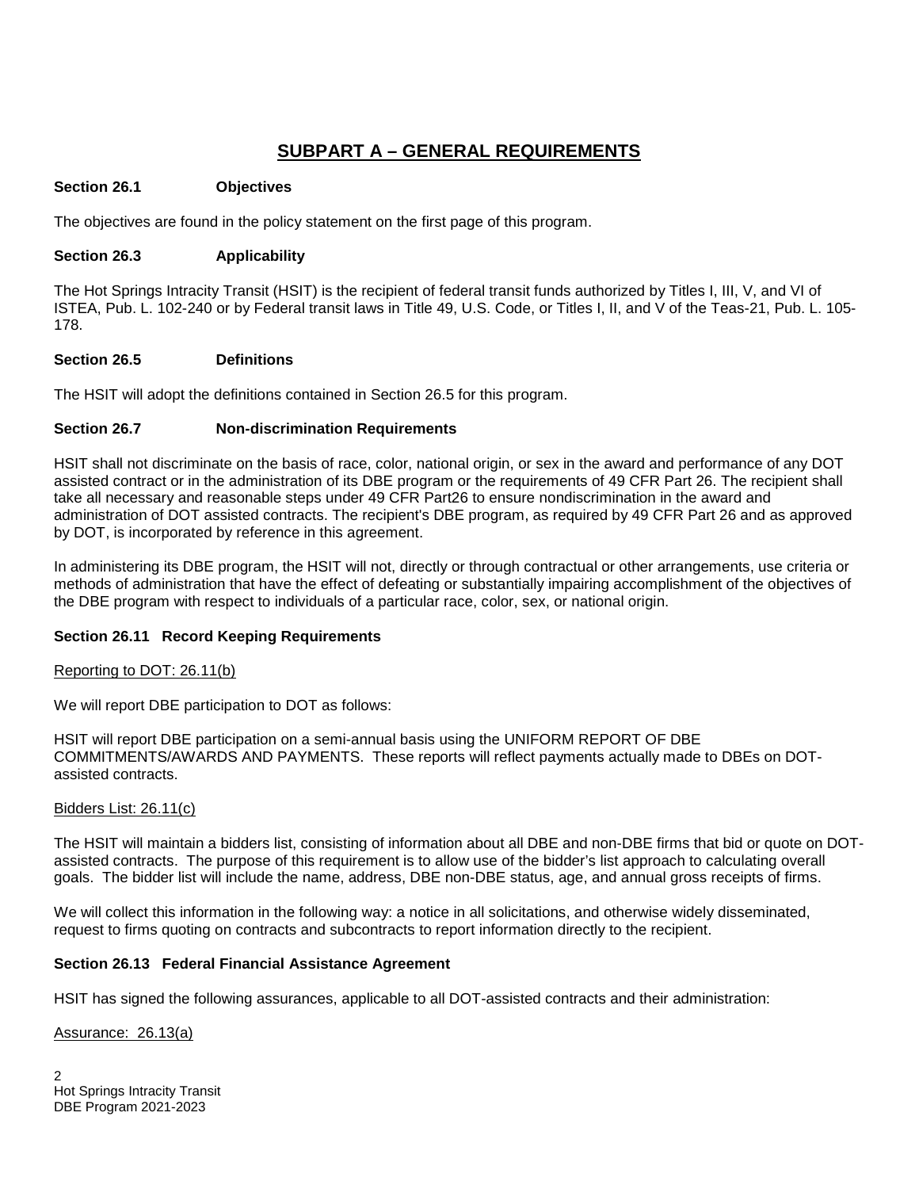## SUBPART A – GENERAL REQUIREMENTS

**Section 26.1 Objectives**

The objectives are found in the policy statement on the first page of this program.

**Section 26.3 Applicability**

The Hot Springs Intracity Transit (HSIT) is the recipient of federal transit funds authorized by Titles I, III, V, and VI of ISTEA, Pub. L. 102-240 or by Federal transit laws in Title 49, U.S. Code, or Titles I, II, and V of the Teas-21, Pub. L. 105-178.

**Section 26.5 Definitions**

The HSIT will adopt the definitions contained in Section 26.5 for this program.

**Section 26.7 Non-discrimination Requirements**

HSIT shall not discriminate on the basis of race, color, national origin, or sex in the award and performance of any DOT assisted contract or in the administration of its DBE program or the requirements of 49 CFR Part 26. The recipient shall take all necessary and reasonable steps under 49 CFR Part26 to ensure nondiscrimination in the award and administration of DOT assisted contracts. The recipient's DBE program, as required by 49 CFR Part 26 and as approved by DOT, is incorporated by reference in this agreement.

In administering its DBE program, the HSIT will not, directly or through contractual or other arrangements, use criteria or methods of administration that have the effect of defeating or substantially impairing accomplishment of the objectives of the DBE program with respect to individuals of a particular race, color, sex, or national origin.

**Section 26.11 Record Keeping Requirements**

Reporting to DOT: 26.11(b)

We will report DBE participation to DOT as follows:

HSIT will report DBE participation on a semi-annual basis using the UNIFORM REPORT OF DBE COMMITMENTS/AWARDS AND PAYMENTS. These reports will reflect payments actually made to DBEs on DOT-assisted contracts.

Bidders List: 26.11(c)

The HSIT will maintain a bidders list, consisting of information about all DBE and non-DBE firms that bid or quote on DOT-assisted contracts. The purpose of this requirement is to allow use of the bidder's list approach to calculating overall goals. The bidder list will include the name, address, DBE non-DBE status, age, and annual gross receipts of firms.

We will collect this information in the following way: a notice in all solicitations, and otherwise widely disseminated, request to firms quoting on contracts and subcontracts to report information directly to the recipient.

**Section 26.13 Federal Financial Assistance Agreement**

HSIT has signed the following assurances, applicable to all DOT-assisted contracts and their administration:

Assurance: 26.13(a)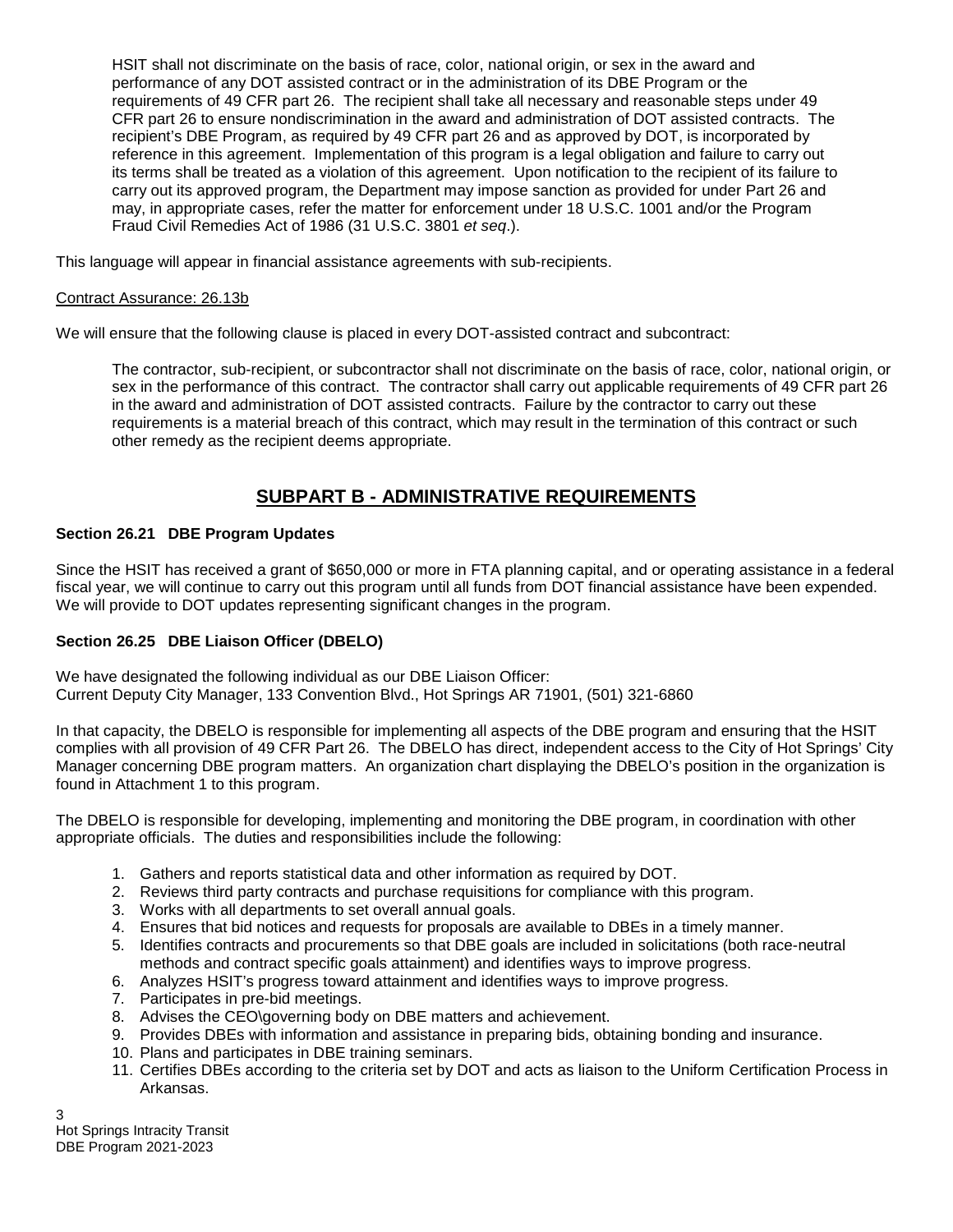HSIT shall not discriminate on the basis of race, color, national origin, or sex in the award and performance of any DOT assisted contract or in the administration of its DBE Program or the requirements of 49 CFR part 26. The recipient shall take all necessary and reasonable steps under 49 CFR part 26 to ensure nondiscrimination in the award and administration of DOT assisted contracts. The recipient's DBE Program, as required by 49 CFR part 26 and as approved by DOT, is incorporated by reference in this agreement. Implementation of this program is a legal obligation and failure to carry out its terms shall be treated as a violation of this agreement. Upon notification to the recipient of its failure to carry out its approved program, the Department may impose sanction as provided for under Part 26 and may, in appropriate cases, refer the matter for enforcement under 18 U.S.C. 1001 and/or the Program Fraud Civil Remedies Act of 1986 (31 U.S.C. 3801 *et seq*.).

This language will appear in financial assistance agreements with sub-recipients.

Contract Assurance: 26.13b

We will ensure that the following clause is placed in every DOT-assisted contract and subcontract:

The contractor, sub-recipient, or subcontractor shall not discriminate on the basis of race, color, national origin, or sex in the performance of this contract. The contractor shall carry out applicable requirements of 49 CFR part 26 in the award and administration of DOT assisted contracts. Failure by the contractor to carry out these requirements is a material breach of this contract, which may result in the termination of this contract or such other remedy as the recipient deems appropriate.

## SUBPART B - ADMINISTRATIVE REQUIREMENTS

### Section 26.21 DBE Program Updates

Since the HSIT has received a grant of $650,000 or more in FTA planning capital, and or operating assistance in a federal fiscal year, we will continue to carry out this program until all funds from DOT financial assistance have been expended. We will provide to DOT updates representing significant changes in the program.

### Section 26.25 DBE Liaison Officer (DBELO)

We have designated the following individual as our DBE Liaison Officer:
Current Deputy City Manager, 133 Convention Blvd., Hot Springs AR 71901, (501) 321-6860

In that capacity, the DBELO is responsible for implementing all aspects of the DBE program and ensuring that the HSIT complies with all provision of 49 CFR Part 26. The DBELO has direct, independent access to the City of Hot Springs' City Manager concerning DBE program matters. An organization chart displaying the DBELO's position in the organization is found in Attachment 1 to this program.

The DBELO is responsible for developing, implementing and monitoring the DBE program, in coordination with other appropriate officials. The duties and responsibilities include the following:

1. Gathers and reports statistical data and other information as required by DOT.
2. Reviews third party contracts and purchase requisitions for compliance with this program.
3. Works with all departments to set overall annual goals.
4. Ensures that bid notices and requests for proposals are available to DBEs in a timely manner.
5. Identifies contracts and procurements so that DBE goals are included in solicitations (both race-neutral methods and contract specific goals attainment) and identifies ways to improve progress.
6. Analyzes HSIT's progress toward attainment and identifies ways to improve progress.
7. Participates in pre-bid meetings.
8. Advises the CEO\governing body on DBE matters and achievement.
9. Provides DBEs with information and assistance in preparing bids, obtaining bonding and insurance.
10. Plans and participates in DBE training seminars.
11. Certifies DBEs according to the criteria set by DOT and acts as liaison to the Uniform Certification Process in Arkansas.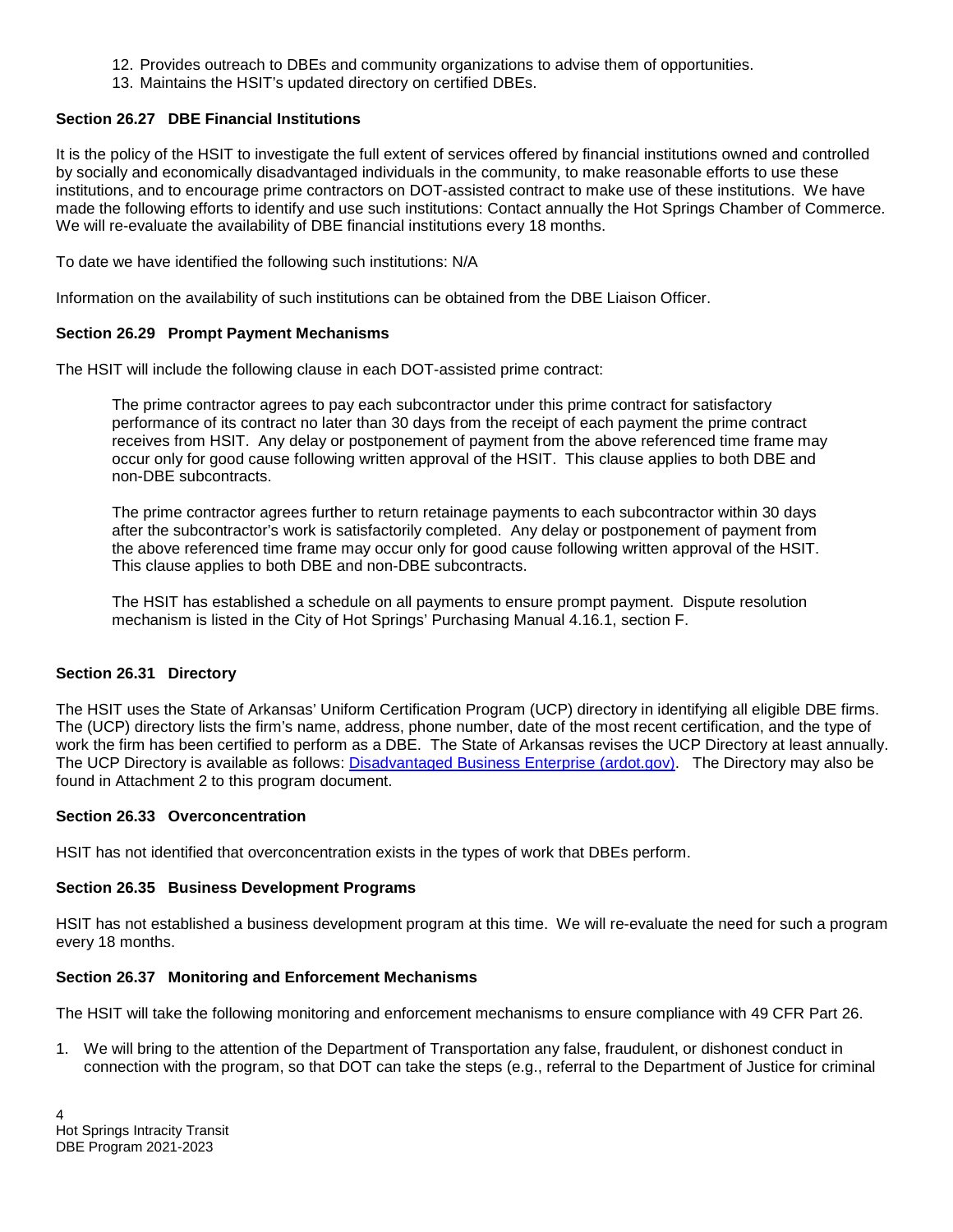12. Provides outreach to DBEs and community organizations to advise them of opportunities.
13. Maintains the HSIT's updated directory on certified DBEs.

**Section 26.27 DBE Financial Institutions**

It is the policy of the HSIT to investigate the full extent of services offered by financial institutions owned and controlled by socially and economically disadvantaged individuals in the community, to make reasonable efforts to use these institutions, and to encourage prime contractors on DOT-assisted contract to make use of these institutions. We have made the following efforts to identify and use such institutions: Contact annually the Hot Springs Chamber of Commerce. We will re-evaluate the availability of DBE financial institutions every 18 months.

To date we have identified the following such institutions: N/A

Information on the availability of such institutions can be obtained from the DBE Liaison Officer.

**Section 26.29 Prompt Payment Mechanisms**

The HSIT will include the following clause in each DOT-assisted prime contract:

> The prime contractor agrees to pay each subcontractor under this prime contract for satisfactory performance of its contract no later than 30 days from the receipt of each payment the prime contract receives from HSIT. Any delay or postponement of payment from the above referenced time frame may occur only for good cause following written approval of the HSIT. This clause applies to both DBE and non-DBE subcontracts.
>
> The prime contractor agrees further to return retainage payments to each subcontractor within 30 days after the subcontractor's work is satisfactorily completed. Any delay or postponement of payment from the above referenced time frame may occur only for good cause following written approval of the HSIT. This clause applies to both DBE and non-DBE subcontracts.
>
> The HSIT has established a schedule on all payments to ensure prompt payment. Dispute resolution mechanism is listed in the City of Hot Springs' Purchasing Manual 4.16.1, section F.

**Section 26.31 Directory**

The HSIT uses the State of Arkansas' Uniform Certification Program (UCP) directory in identifying all eligible DBE firms. The (UCP) directory lists the firm's name, address, phone number, date of the most recent certification, and the type of work the firm has been certified to perform as a DBE. The State of Arkansas revises the UCP Directory at least annually. The UCP Directory is available as follows: Disadvantaged Business Enterprise (ardot.gov). The Directory may also be found in Attachment 2 to this program document.

**Section 26.33 Overconcentration**

HSIT has not identified that overconcentration exists in the types of work that DBEs perform.

**Section 26.35 Business Development Programs**

HSIT has not established a business development program at this time. We will re-evaluate the need for such a program every 18 months.

**Section 26.37 Monitoring and Enforcement Mechanisms**

The HSIT will take the following monitoring and enforcement mechanisms to ensure compliance with 49 CFR Part 26.

1. We will bring to the attention of the Department of Transportation any false, fraudulent, or dishonest conduct in connection with the program, so that DOT can take the steps (e.g., referral to the Department of Justice for criminal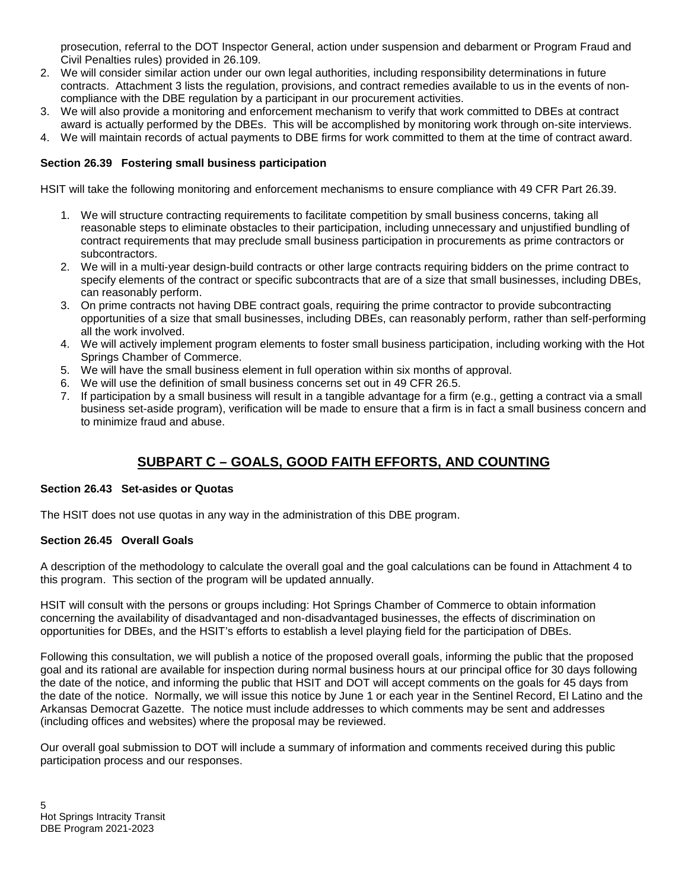prosecution, referral to the DOT Inspector General, action under suspension and debarment or Program Fraud and Civil Penalties rules) provided in 26.109.

2. We will consider similar action under our own legal authorities, including responsibility determinations in future contracts. Attachment 3 lists the regulation, provisions, and contract remedies available to us in the events of non-compliance with the DBE regulation by a participant in our procurement activities.
3. We will also provide a monitoring and enforcement mechanism to verify that work committed to DBEs at contract award is actually performed by the DBEs. This will be accomplished by monitoring work through on-site interviews.
4. We will maintain records of actual payments to DBE firms for work committed to them at the time of contract award.

**Section 26.39 Fostering small business participation**

HSIT will take the following monitoring and enforcement mechanisms to ensure compliance with 49 CFR Part 26.39.

1. We will structure contracting requirements to facilitate competition by small business concerns, taking all reasonable steps to eliminate obstacles to their participation, including unnecessary and unjustified bundling of contract requirements that may preclude small business participation in procurements as prime contractors or subcontractors.
2. We will in a multi-year design-build contracts or other large contracts requiring bidders on the prime contract to specify elements of the contract or specific subcontracts that are of a size that small businesses, including DBEs, can reasonably perform.
3. On prime contracts not having DBE contract goals, requiring the prime contractor to provide subcontracting opportunities of a size that small businesses, including DBEs, can reasonably perform, rather than self-performing all the work involved.
4. We will actively implement program elements to foster small business participation, including working with the Hot Springs Chamber of Commerce.
5. We will have the small business element in full operation within six months of approval.
6. We will use the definition of small business concerns set out in 49 CFR 26.5.
7. If participation by a small business will result in a tangible advantage for a firm (e.g., getting a contract via a small business set-aside program), verification will be made to ensure that a firm is in fact a small business concern and to minimize fraud and abuse.

## SUBPART C – GOALS, GOOD FAITH EFFORTS, AND COUNTING

**Section 26.43 Set-asides or Quotas**

The HSIT does not use quotas in any way in the administration of this DBE program.

**Section 26.45 Overall Goals**

A description of the methodology to calculate the overall goal and the goal calculations can be found in Attachment 4 to this program. This section of the program will be updated annually.

HSIT will consult with the persons or groups including: Hot Springs Chamber of Commerce to obtain information concerning the availability of disadvantaged and non-disadvantaged businesses, the effects of discrimination on opportunities for DBEs, and the HSIT's efforts to establish a level playing field for the participation of DBEs.

Following this consultation, we will publish a notice of the proposed overall goals, informing the public that the proposed goal and its rational are available for inspection during normal business hours at our principal office for 30 days following the date of the notice, and informing the public that HSIT and DOT will accept comments on the goals for 45 days from the date of the notice. Normally, we will issue this notice by June 1 or each year in the Sentinel Record, El Latino and the Arkansas Democrat Gazette. The notice must include addresses to which comments may be sent and addresses (including offices and websites) where the proposal may be reviewed.

Our overall goal submission to DOT will include a summary of information and comments received during this public participation process and our responses.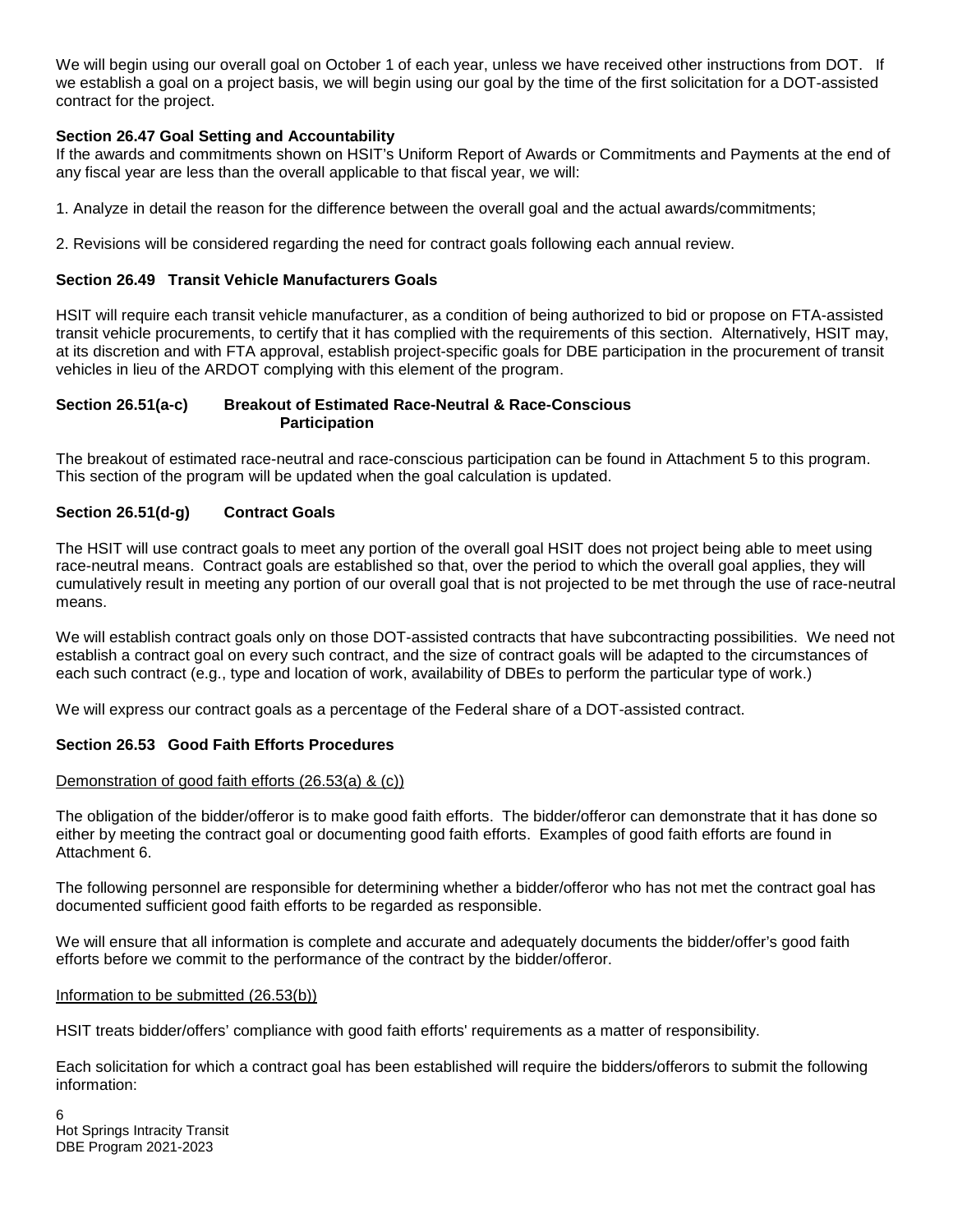We will begin using our overall goal on October 1 of each year, unless we have received other instructions from DOT. If we establish a goal on a project basis, we will begin using our goal by the time of the first solicitation for a DOT-assisted contract for the project.

**Section 26.47 Goal Setting and Accountability**

If the awards and commitments shown on HSIT's Uniform Report of Awards or Commitments and Payments at the end of any fiscal year are less than the overall applicable to that fiscal year, we will:

1. Analyze in detail the reason for the difference between the overall goal and the actual awards/commitments;

2. Revisions will be considered regarding the need for contract goals following each annual review.

**Section 26.49 Transit Vehicle Manufacturers Goals**

HSIT will require each transit vehicle manufacturer, as a condition of being authorized to bid or propose on FTA-assisted transit vehicle procurements, to certify that it has complied with the requirements of this section. Alternatively, HSIT may, at its discretion and with FTA approval, establish project-specific goals for DBE participation in the procurement of transit vehicles in lieu of the ARDOT complying with this element of the program.

**Section 26.51(a-c) Breakout of Estimated Race-Neutral & Race-Conscious Participation**

The breakout of estimated race-neutral and race-conscious participation can be found in Attachment 5 to this program. This section of the program will be updated when the goal calculation is updated.

**Section 26.51(d-g) Contract Goals**

The HSIT will use contract goals to meet any portion of the overall goal HSIT does not project being able to meet using race-neutral means. Contract goals are established so that, over the period to which the overall goal applies, they will cumulatively result in meeting any portion of our overall goal that is not projected to be met through the use of race-neutral means.

We will establish contract goals only on those DOT-assisted contracts that have subcontracting possibilities. We need not establish a contract goal on every such contract, and the size of contract goals will be adapted to the circumstances of each such contract (e.g., type and location of work, availability of DBEs to perform the particular type of work.)

We will express our contract goals as a percentage of the Federal share of a DOT-assisted contract.

**Section 26.53 Good Faith Efforts Procedures**

Demonstration of good faith efforts (26.53(a) & (c))

The obligation of the bidder/offeror is to make good faith efforts. The bidder/offeror can demonstrate that it has done so either by meeting the contract goal or documenting good faith efforts. Examples of good faith efforts are found in Attachment 6.

The following personnel are responsible for determining whether a bidder/offeror who has not met the contract goal has documented sufficient good faith efforts to be regarded as responsible.

We will ensure that all information is complete and accurate and adequately documents the bidder/offer's good faith efforts before we commit to the performance of the contract by the bidder/offeror.

Information to be submitted (26.53(b))

HSIT treats bidder/offers' compliance with good faith efforts' requirements as a matter of responsibility.

Each solicitation for which a contract goal has been established will require the bidders/offerors to submit the following information: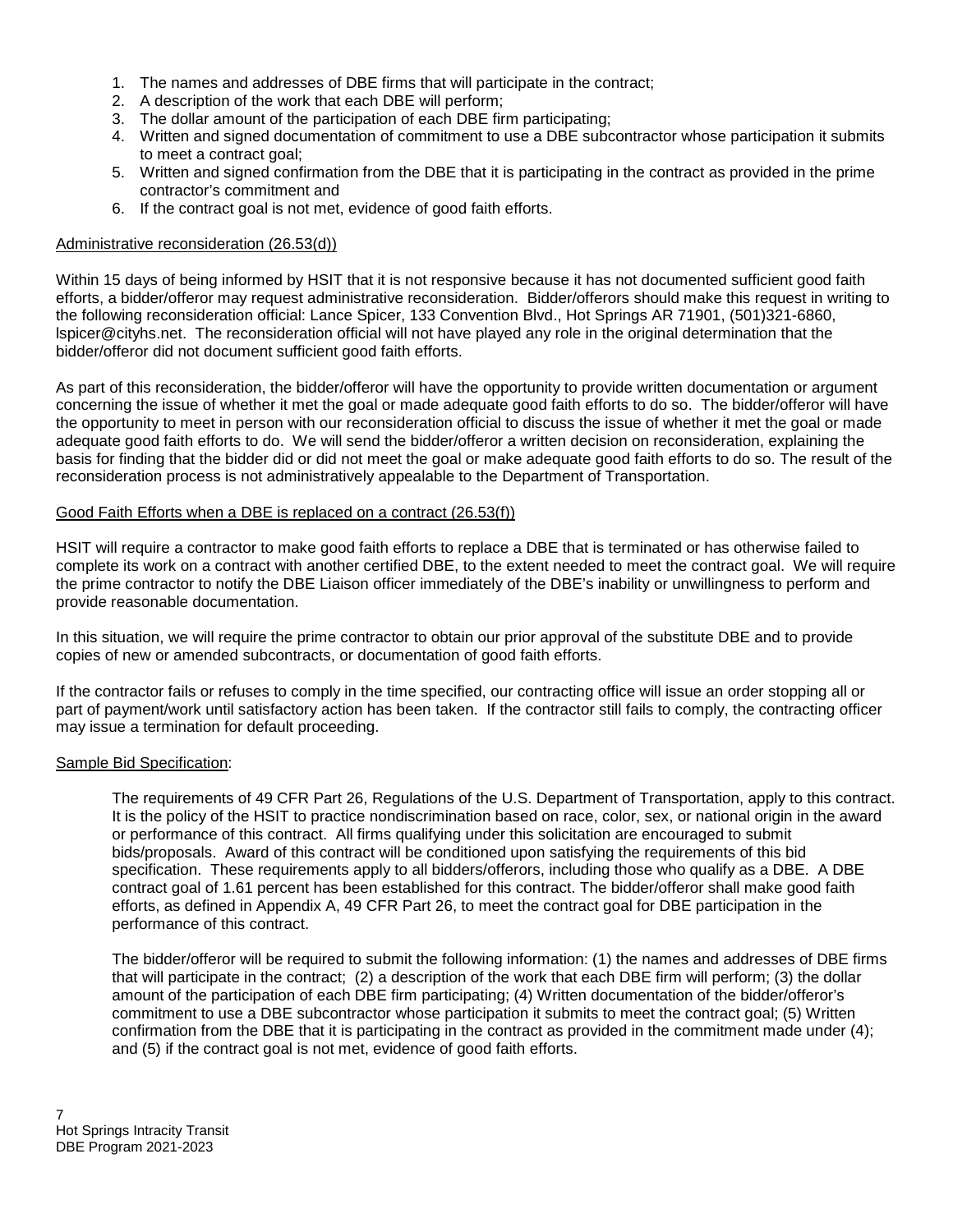1. The names and addresses of DBE firms that will participate in the contract;
2. A description of the work that each DBE will perform;
3. The dollar amount of the participation of each DBE firm participating;
4. Written and signed documentation of commitment to use a DBE subcontractor whose participation it submits to meet a contract goal;
5. Written and signed confirmation from the DBE that it is participating in the contract as provided in the prime contractor's commitment and
6. If the contract goal is not met, evidence of good faith efforts.

Administrative reconsideration (26.53(d))

Within 15 days of being informed by HSIT that it is not responsive because it has not documented sufficient good faith efforts, a bidder/offeror may request administrative reconsideration. Bidder/offerors should make this request in writing to the following reconsideration official: Lance Spicer, 133 Convention Blvd., Hot Springs AR 71901, (501)321-6860, lspicer@cityhs.net. The reconsideration official will not have played any role in the original determination that the bidder/offeror did not document sufficient good faith efforts.

As part of this reconsideration, the bidder/offeror will have the opportunity to provide written documentation or argument concerning the issue of whether it met the goal or made adequate good faith efforts to do so. The bidder/offeror will have the opportunity to meet in person with our reconsideration official to discuss the issue of whether it met the goal or made adequate good faith efforts to do. We will send the bidder/offeror a written decision on reconsideration, explaining the basis for finding that the bidder did or did not meet the goal or make adequate good faith efforts to do so. The result of the reconsideration process is not administratively appealable to the Department of Transportation.

Good Faith Efforts when a DBE is replaced on a contract (26.53(f))

HSIT will require a contractor to make good faith efforts to replace a DBE that is terminated or has otherwise failed to complete its work on a contract with another certified DBE, to the extent needed to meet the contract goal. We will require the prime contractor to notify the DBE Liaison officer immediately of the DBE's inability or unwillingness to perform and provide reasonable documentation.

In this situation, we will require the prime contractor to obtain our prior approval of the substitute DBE and to provide copies of new or amended subcontracts, or documentation of good faith efforts.

If the contractor fails or refuses to comply in the time specified, our contracting office will issue an order stopping all or part of payment/work until satisfactory action has been taken. If the contractor still fails to comply, the contracting officer may issue a termination for default proceeding.

Sample Bid Specification:

The requirements of 49 CFR Part 26, Regulations of the U.S. Department of Transportation, apply to this contract. It is the policy of the HSIT to practice nondiscrimination based on race, color, sex, or national origin in the award or performance of this contract. All firms qualifying under this solicitation are encouraged to submit bids/proposals. Award of this contract will be conditioned upon satisfying the requirements of this bid specification. These requirements apply to all bidders/offerors, including those who qualify as a DBE. A DBE contract goal of 1.61 percent has been established for this contract. The bidder/offeror shall make good faith efforts, as defined in Appendix A, 49 CFR Part 26, to meet the contract goal for DBE participation in the performance of this contract.

The bidder/offeror will be required to submit the following information: (1) the names and addresses of DBE firms that will participate in the contract; (2) a description of the work that each DBE firm will perform; (3) the dollar amount of the participation of each DBE firm participating; (4) Written documentation of the bidder/offeror's commitment to use a DBE subcontractor whose participation it submits to meet the contract goal; (5) Written confirmation from the DBE that it is participating in the contract as provided in the commitment made under (4); and (5) if the contract goal is not met, evidence of good faith efforts.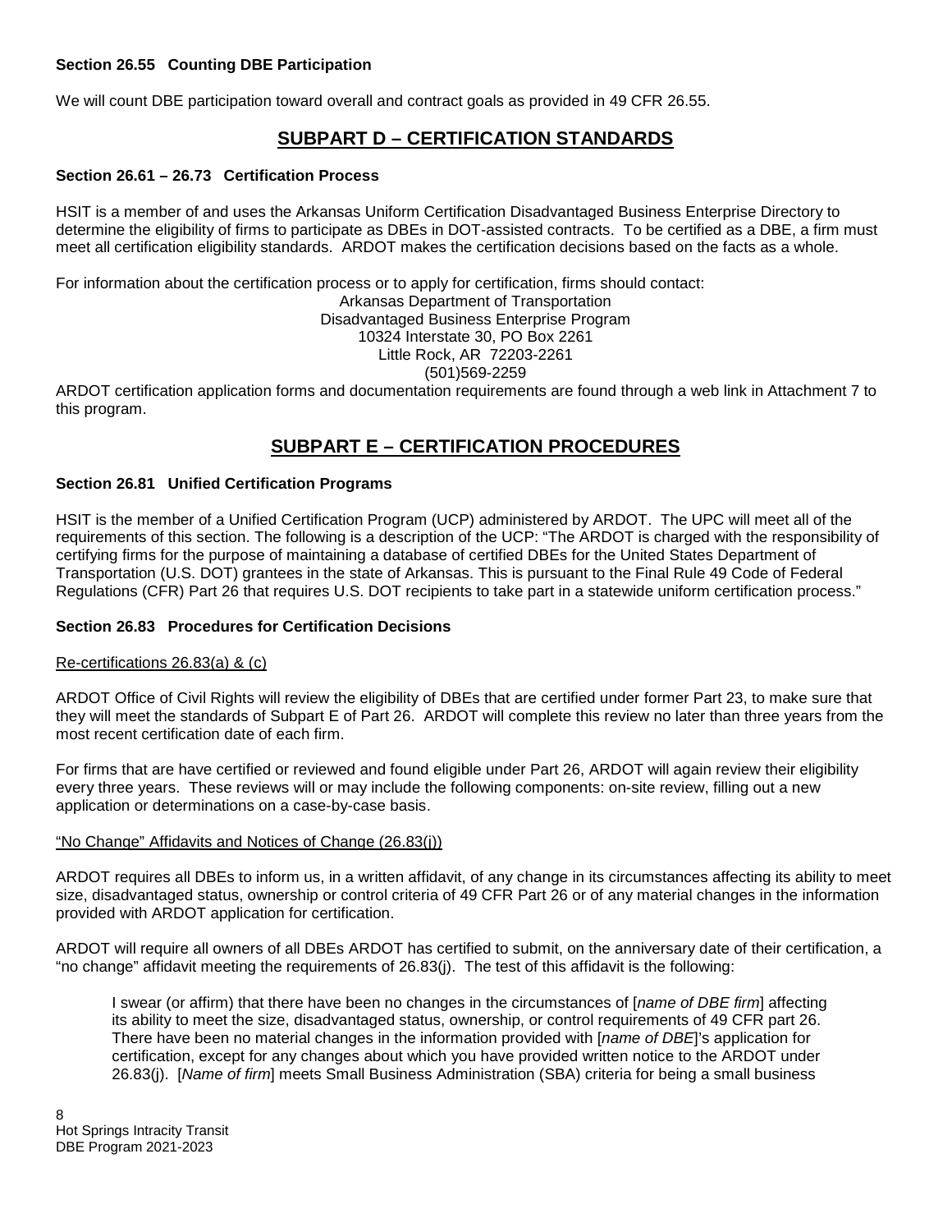### Section 26.55 Counting DBE Participation

We will count DBE participation toward overall and contract goals as provided in 49 CFR 26.55.

## SUBPART D – CERTIFICATION STANDARDS

### Section 26.61 – 26.73 Certification Process

HSIT is a member of and uses the Arkansas Uniform Certification Disadvantaged Business Enterprise Directory to determine the eligibility of firms to participate as DBEs in DOT-assisted contracts. To be certified as a DBE, a firm must meet all certification eligibility standards. ARDOT makes the certification decisions based on the facts as a whole.

For information about the certification process or to apply for certification, firms should contact:

Arkansas Department of Transportation
Disadvantaged Business Enterprise Program
10324 Interstate 30, PO Box 2261
Little Rock, AR 72203-2261
(501)569-2259

ARDOT certification application forms and documentation requirements are found through a web link in Attachment 7 to this program.

## SUBPART E – CERTIFICATION PROCEDURES

### Section 26.81 Unified Certification Programs

HSIT is the member of a Unified Certification Program (UCP) administered by ARDOT. The UPC will meet all of the requirements of this section. The following is a description of the UCP: "The ARDOT is charged with the responsibility of certifying firms for the purpose of maintaining a database of certified DBEs for the United States Department of Transportation (U.S. DOT) grantees in the state of Arkansas. This is pursuant to the Final Rule 49 Code of Federal Regulations (CFR) Part 26 that requires U.S. DOT recipients to take part in a statewide uniform certification process."

### Section 26.83 Procedures for Certification Decisions

Re-certifications 26.83(a) & (c)

ARDOT Office of Civil Rights will review the eligibility of DBEs that are certified under former Part 23, to make sure that they will meet the standards of Subpart E of Part 26. ARDOT will complete this review no later than three years from the most recent certification date of each firm.

For firms that are have certified or reviewed and found eligible under Part 26, ARDOT will again review their eligibility every three years. These reviews will or may include the following components: on-site review, filling out a new application or determinations on a case-by-case basis.

"No Change" Affidavits and Notices of Change (26.83(j))

ARDOT requires all DBEs to inform us, in a written affidavit, of any change in its circumstances affecting its ability to meet size, disadvantaged status, ownership or control criteria of 49 CFR Part 26 or of any material changes in the information provided with ARDOT application for certification.

ARDOT will require all owners of all DBEs ARDOT has certified to submit, on the anniversary date of their certification, a "no change" affidavit meeting the requirements of 26.83(j). The test of this affidavit is the following:

> I swear (or affirm) that there have been no changes in the circumstances of [*name of DBE firm*] affecting its ability to meet the size, disadvantaged status, ownership, or control requirements of 49 CFR part 26. There have been no material changes in the information provided with [*name of DBE*]'s application for certification, except for any changes about which you have provided written notice to the ARDOT under 26.83(j). [*Name of firm*] meets Small Business Administration (SBA) criteria for being a small business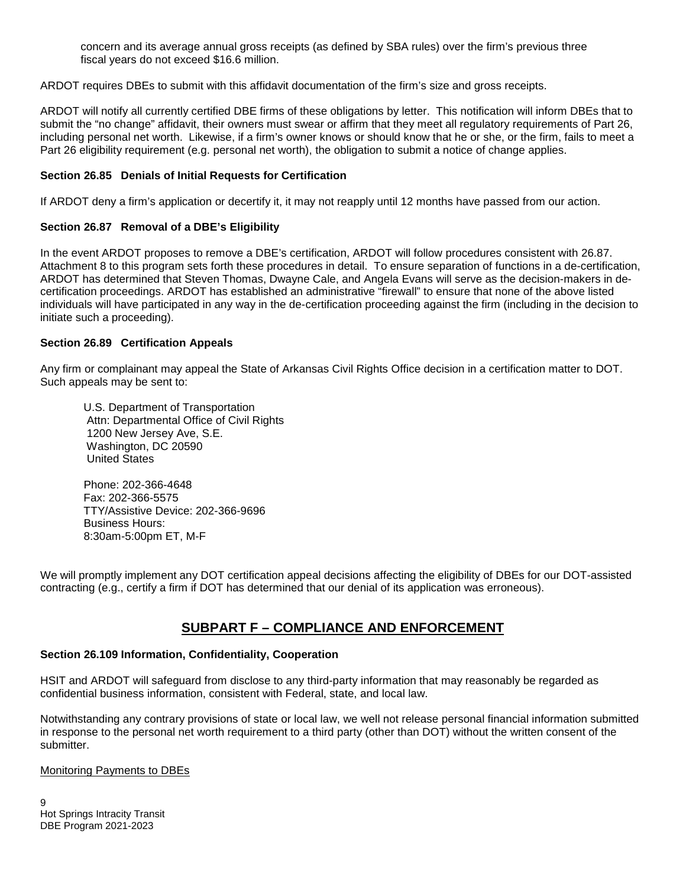concern and its average annual gross receipts (as defined by SBA rules) over the firm's previous three fiscal years do not exceed $16.6 million.

ARDOT requires DBEs to submit with this affidavit documentation of the firm's size and gross receipts.

ARDOT will notify all currently certified DBE firms of these obligations by letter. This notification will inform DBEs that to submit the "no change" affidavit, their owners must swear or affirm that they meet all regulatory requirements of Part 26, including personal net worth. Likewise, if a firm's owner knows or should know that he or she, or the firm, fails to meet a Part 26 eligibility requirement (e.g. personal net worth), the obligation to submit a notice of change applies.

**Section 26.85 Denials of Initial Requests for Certification**

If ARDOT deny a firm's application or decertify it, it may not reapply until 12 months have passed from our action.

**Section 26.87 Removal of a DBE's Eligibility**

In the event ARDOT proposes to remove a DBE's certification, ARDOT will follow procedures consistent with 26.87. Attachment 8 to this program sets forth these procedures in detail. To ensure separation of functions in a de-certification, ARDOT has determined that Steven Thomas, Dwayne Cale, and Angela Evans will serve as the decision-makers in de-certification proceedings. ARDOT has established an administrative "firewall" to ensure that none of the above listed individuals will have participated in any way in the de-certification proceeding against the firm (including in the decision to initiate such a proceeding).

**Section 26.89 Certification Appeals**

Any firm or complainant may appeal the State of Arkansas Civil Rights Office decision in a certification matter to DOT. Such appeals may be sent to:

U.S. Department of Transportation
Attn: Departmental Office of Civil Rights
1200 New Jersey Ave, S.E.
Washington, DC 20590
United States

Phone: 202-366-4648
Fax: 202-366-5575
TTY/Assistive Device: 202-366-9696
Business Hours:
8:30am-5:00pm ET, M-F

We will promptly implement any DOT certification appeal decisions affecting the eligibility of DBEs for our DOT-assisted contracting (e.g., certify a firm if DOT has determined that our denial of its application was erroneous).

## SUBPART F – COMPLIANCE AND ENFORCEMENT

**Section 26.109 Information, Confidentiality, Cooperation**

HSIT and ARDOT will safeguard from disclose to any third-party information that may reasonably be regarded as confidential business information, consistent with Federal, state, and local law.

Notwithstanding any contrary provisions of state or local law, we well not release personal financial information submitted in response to the personal net worth requirement to a third party (other than DOT) without the written consent of the submitter.

Monitoring Payments to DBEs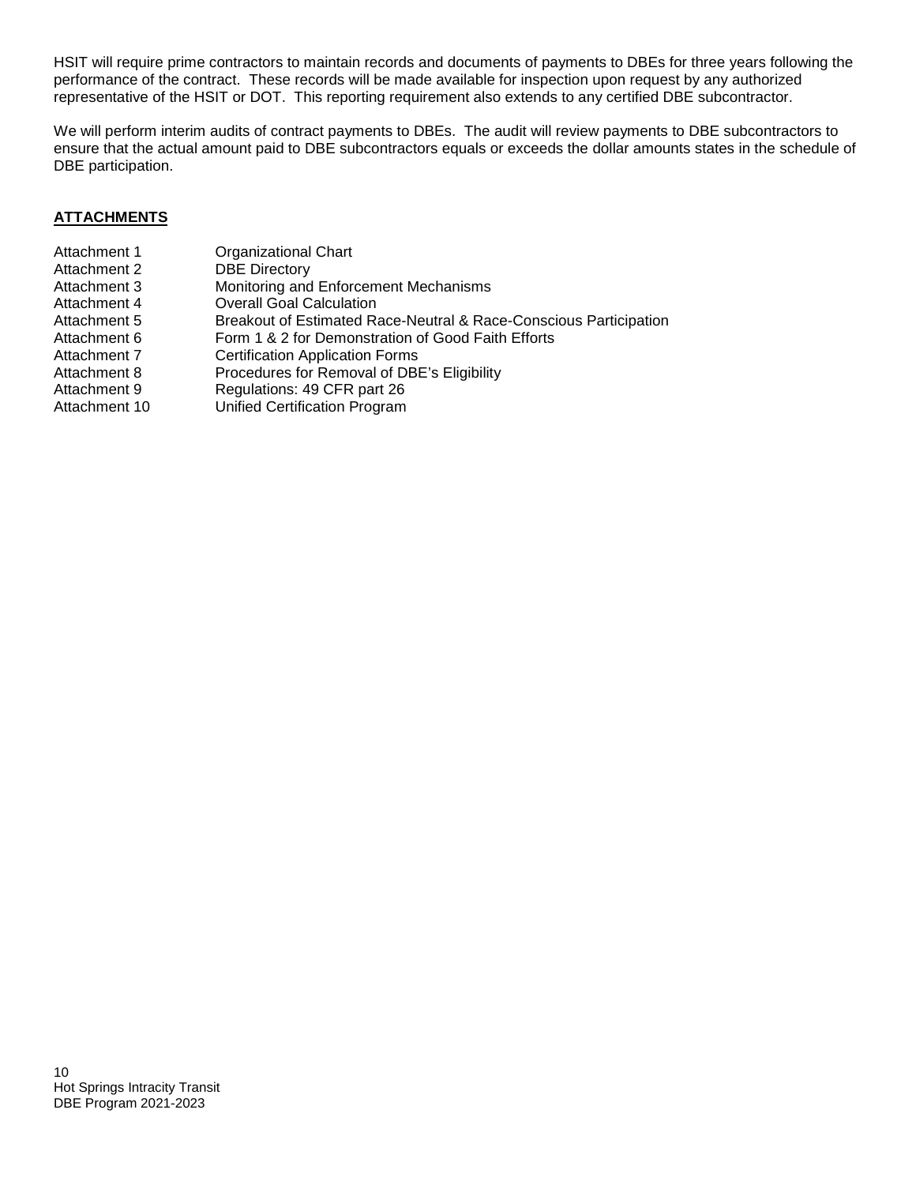HSIT will require prime contractors to maintain records and documents of payments to DBEs for three years following the performance of the contract. These records will be made available for inspection upon request by any authorized representative of the HSIT or DOT. This reporting requirement also extends to any certified DBE subcontractor.

We will perform interim audits of contract payments to DBEs. The audit will review payments to DBE subcontractors to ensure that the actual amount paid to DBE subcontractors equals or exceeds the dollar amounts states in the schedule of DBE participation.

## ATTACHMENTS

| | |
|---|---|
| Attachment 1 | Organizational Chart |
| Attachment 2 | DBE Directory |
| Attachment 3 | Monitoring and Enforcement Mechanisms |
| Attachment 4 | Overall Goal Calculation |
| Attachment 5 | Breakout of Estimated Race-Neutral & Race-Conscious Participation |
| Attachment 6 | Form 1 & 2 for Demonstration of Good Faith Efforts |
| Attachment 7 | Certification Application Forms |
| Attachment 8 | Procedures for Removal of DBE's Eligibility |
| Attachment 9 | Regulations: 49 CFR part 26 |
| Attachment 10 | Unified Certification Program |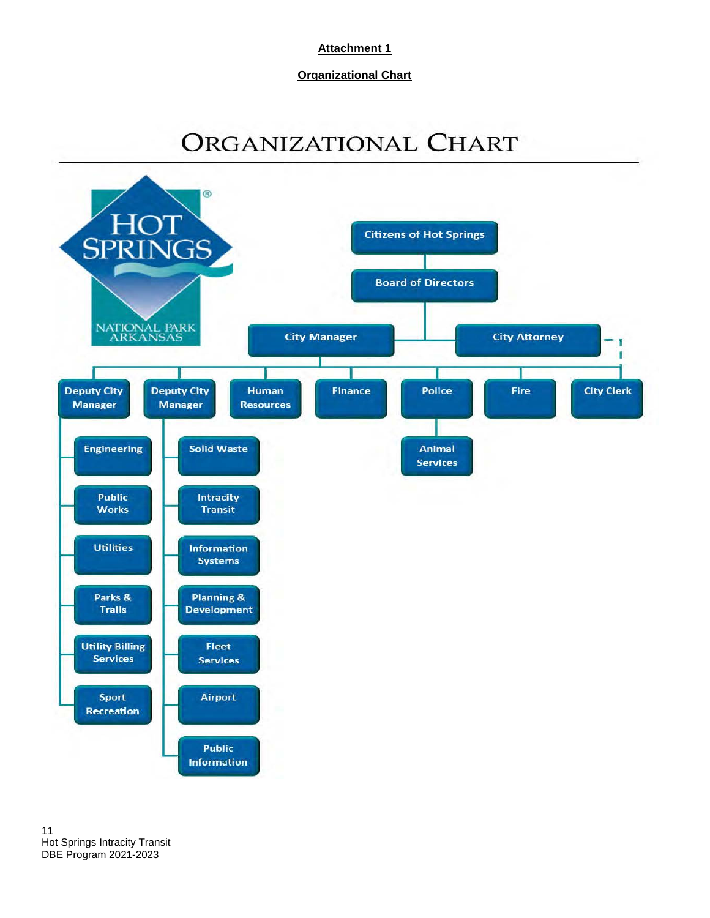**Attachment 1**

**Organizational Chart**

# ORGANIZATIONAL CHART

HOT SPRINGS® NATIONAL PARK ARKANSAS

- Citizens of Hot Springs
  - Board of Directors
    - City Manager
      - Deputy City Manager
        - Engineering
        - Public Works
        - Utilities
        - Parks & Trails
        - Utility Billing Services
        - Sport Recreation
      - Deputy City Manager
        - Solid Waste
        - Intracity Transit
        - Information Systems
        - Planning & Development
        - Fleet Services
        - Airport
        - Public Information
      - Human Resources
      - Finance
      - Police
        - Animal Services
      - Fire
      - City Clerk
    - City Attorney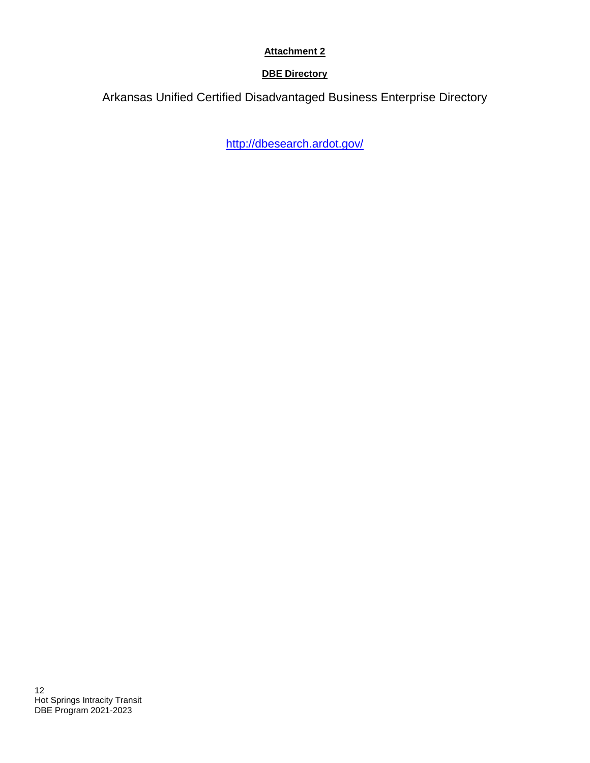**Attachment 2**

**DBE Directory**

Arkansas Unified Certified Disadvantaged Business Enterprise Directory

http://dbesearch.ardot.gov/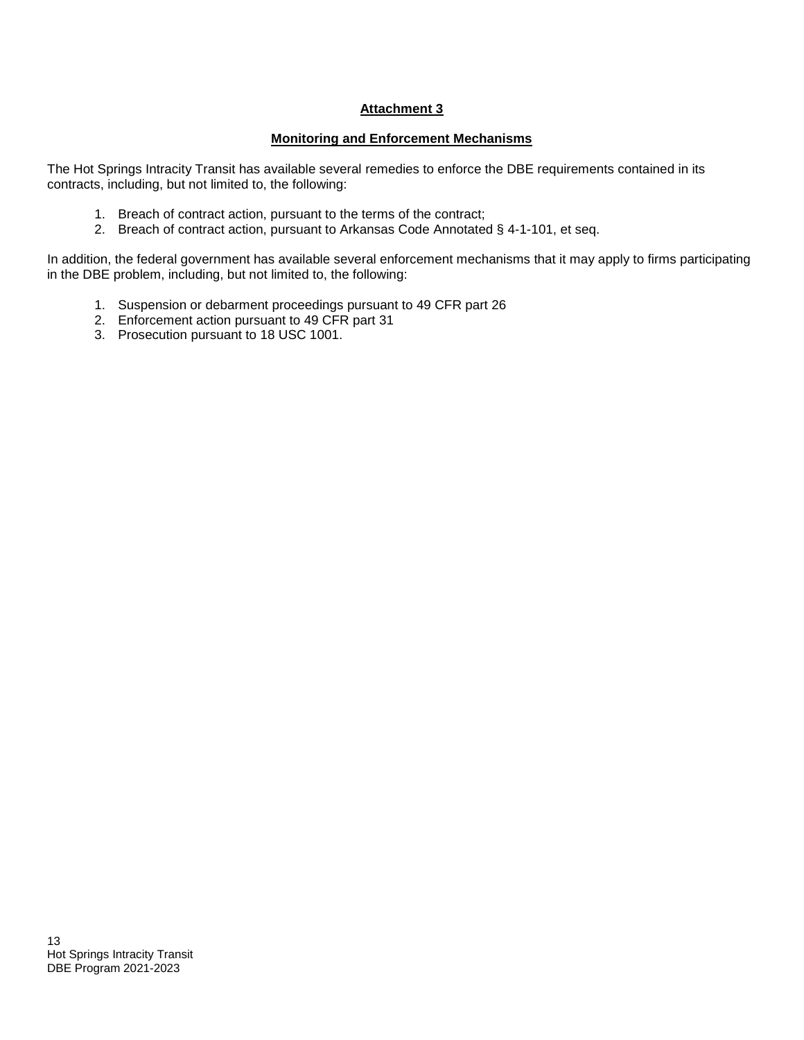## Attachment 3

## Monitoring and Enforcement Mechanisms

The Hot Springs Intracity Transit has available several remedies to enforce the DBE requirements contained in its contracts, including, but not limited to, the following:

1. Breach of contract action, pursuant to the terms of the contract;
2. Breach of contract action, pursuant to Arkansas Code Annotated § 4-1-101, et seq.

In addition, the federal government has available several enforcement mechanisms that it may apply to firms participating in the DBE problem, including, but not limited to, the following:

1. Suspension or debarment proceedings pursuant to 49 CFR part 26
2. Enforcement action pursuant to 49 CFR part 31
3. Prosecution pursuant to 18 USC 1001.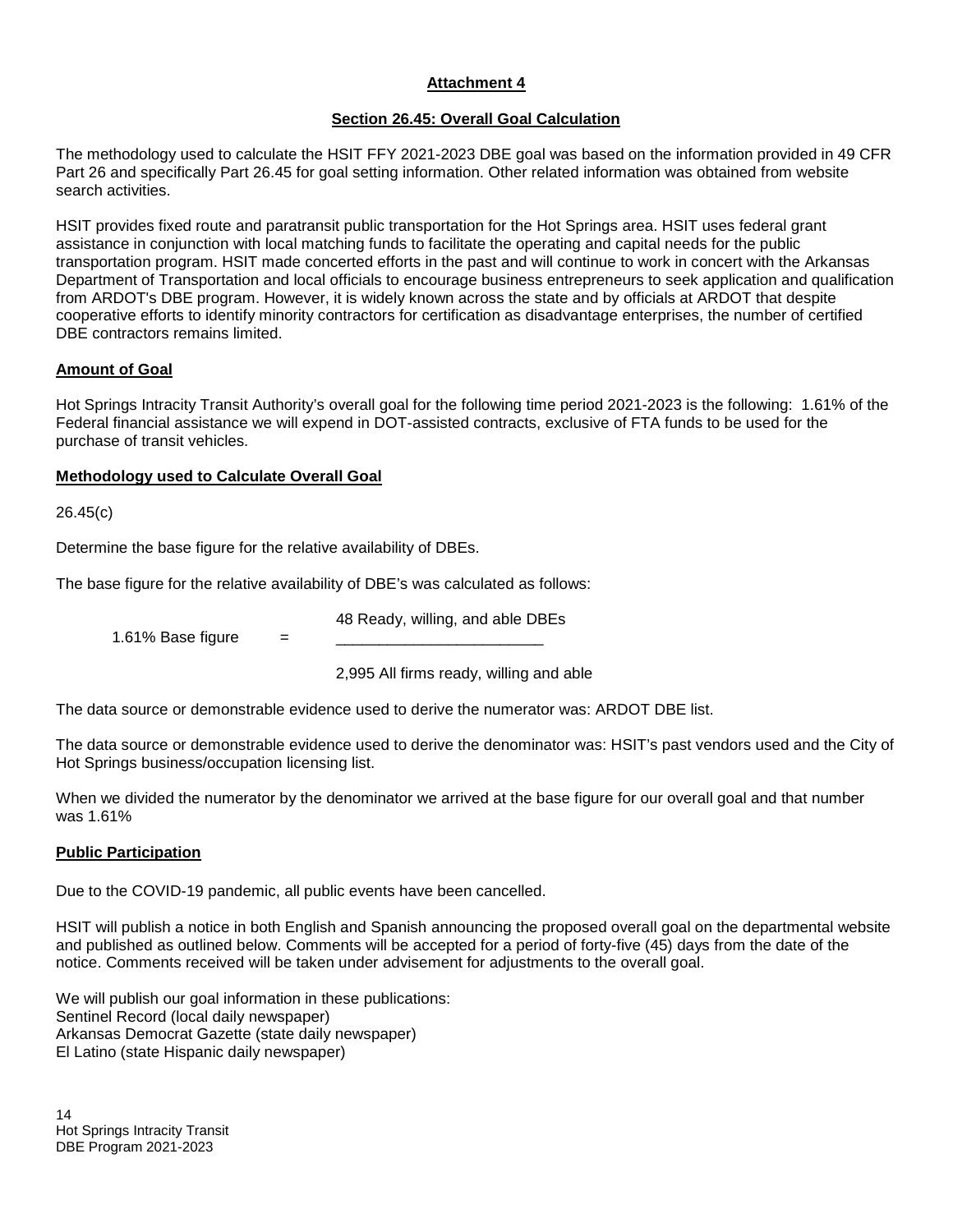## Attachment 4

### Section 26.45: Overall Goal Calculation

The methodology used to calculate the HSIT FFY 2021-2023 DBE goal was based on the information provided in 49 CFR Part 26 and specifically Part 26.45 for goal setting information. Other related information was obtained from website search activities.

HSIT provides fixed route and paratransit public transportation for the Hot Springs area. HSIT uses federal grant assistance in conjunction with local matching funds to facilitate the operating and capital needs for the public transportation program. HSIT made concerted efforts in the past and will continue to work in concert with the Arkansas Department of Transportation and local officials to encourage business entrepreneurs to seek application and qualification from ARDOT's DBE program. However, it is widely known across the state and by officials at ARDOT that despite cooperative efforts to identify minority contractors for certification as disadvantage enterprises, the number of certified DBE contractors remains limited.

**Amount of Goal**

Hot Springs Intracity Transit Authority's overall goal for the following time period 2021-2023 is the following: 1.61% of the Federal financial assistance we will expend in DOT-assisted contracts, exclusive of FTA funds to be used for the purchase of transit vehicles.

**Methodology used to Calculate Overall Goal**

26.45(c)

Determine the base figure for the relative availability of DBEs.

The base figure for the relative availability of DBE's was calculated as follows:

$$1.61\% \text{ Base figure} = \frac{48 \text{ Ready, willing, and able DBEs}}{2{,}995 \text{ All firms ready, willing and able}}$$

The data source or demonstrable evidence used to derive the numerator was: ARDOT DBE list.

The data source or demonstrable evidence used to derive the denominator was: HSIT's past vendors used and the City of Hot Springs business/occupation licensing list.

When we divided the numerator by the denominator we arrived at the base figure for our overall goal and that number was 1.61%

**Public Participation**

Due to the COVID-19 pandemic, all public events have been cancelled.

HSIT will publish a notice in both English and Spanish announcing the proposed overall goal on the departmental website and published as outlined below. Comments will be accepted for a period of forty-five (45) days from the date of the notice. Comments received will be taken under advisement for adjustments to the overall goal.

We will publish our goal information in these publications:
Sentinel Record (local daily newspaper)
Arkansas Democrat Gazette (state daily newspaper)
El Latino (state Hispanic daily newspaper)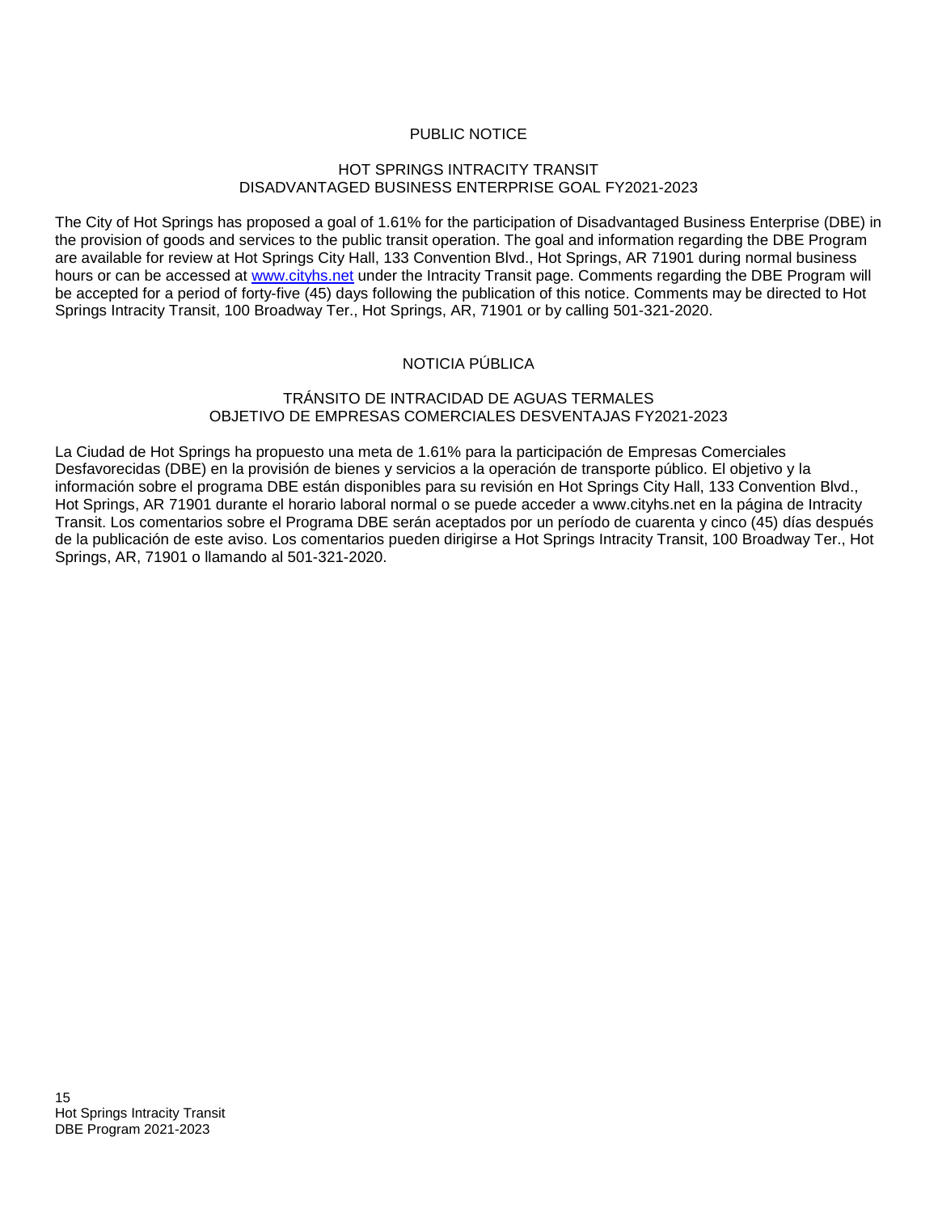# PUBLIC NOTICE

## HOT SPRINGS INTRACITY TRANSIT
## DISADVANTAGED BUSINESS ENTERPRISE GOAL FY2021-2023

The City of Hot Springs has proposed a goal of 1.61% for the participation of Disadvantaged Business Enterprise (DBE) in the provision of goods and services to the public transit operation. The goal and information regarding the DBE Program are available for review at Hot Springs City Hall, 133 Convention Blvd., Hot Springs, AR 71901 during normal business hours or can be accessed at [www.cityhs.net](http://www.cityhs.net) under the Intracity Transit page. Comments regarding the DBE Program will be accepted for a period of forty-five (45) days following the publication of this notice. Comments may be directed to Hot Springs Intracity Transit, 100 Broadway Ter., Hot Springs, AR, 71901 or by calling 501-321-2020.

# NOTICIA PÚBLICA

## TRÁNSITO DE INTRACIDAD DE AGUAS TERMALES
## OBJETIVO DE EMPRESAS COMERCIALES DESVENTAJAS FY2021-2023

La Ciudad de Hot Springs ha propuesto una meta de 1.61% para la participación de Empresas Comerciales Desfavorecidas (DBE) en la provisión de bienes y servicios a la operación de transporte público. El objetivo y la información sobre el programa DBE están disponibles para su revisión en Hot Springs City Hall, 133 Convention Blvd., Hot Springs, AR 71901 durante el horario laboral normal o se puede acceder a www.cityhs.net en la página de Intracity Transit. Los comentarios sobre el Programa DBE serán aceptados por un período de cuarenta y cinco (45) días después de la publicación de este aviso. Los comentarios pueden dirigirse a Hot Springs Intracity Transit, 100 Broadway Ter., Hot Springs, AR, 71901 o llamando al 501-321-2020.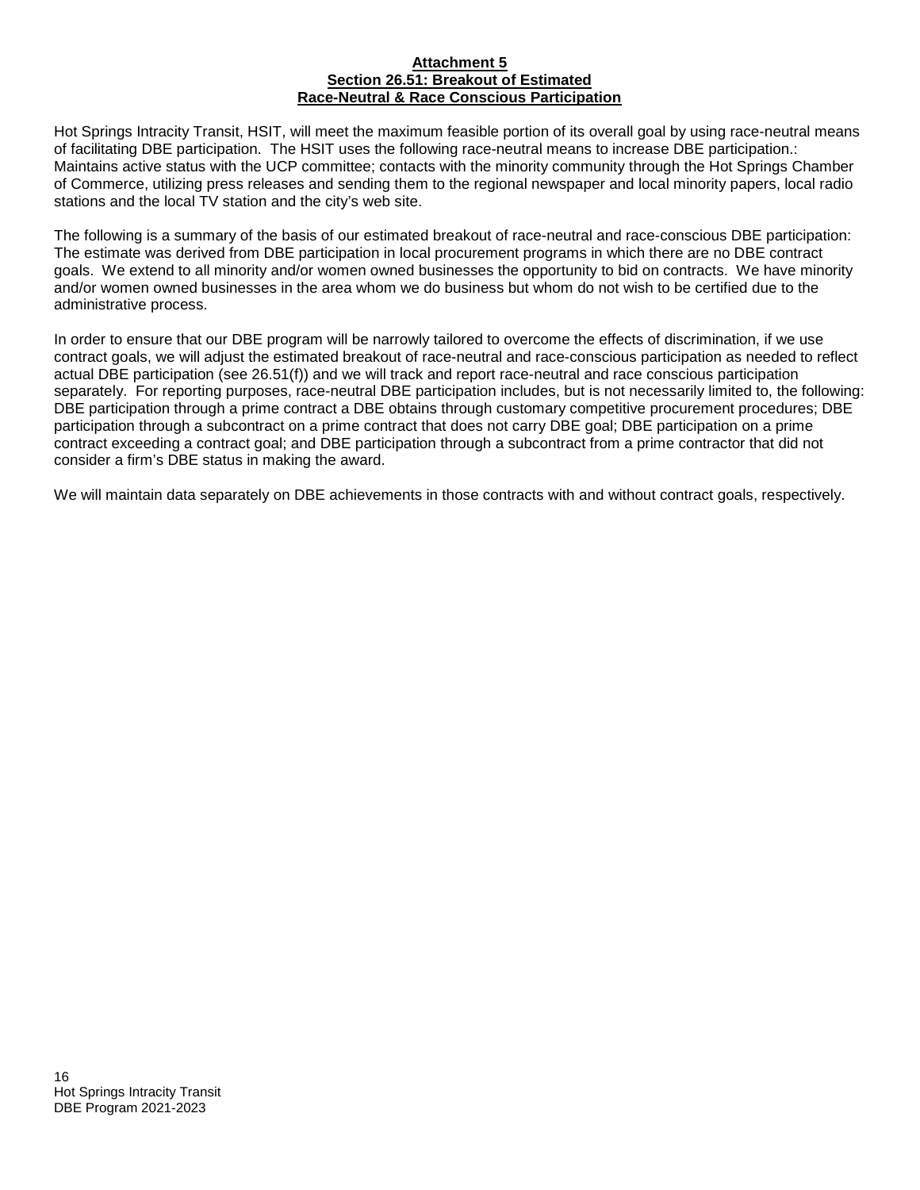# Attachment 5
## Section 26.51: Breakout of Estimated
## Race-Neutral & Race Conscious Participation

Hot Springs Intracity Transit, HSIT, will meet the maximum feasible portion of its overall goal by using race-neutral means of facilitating DBE participation. The HSIT uses the following race-neutral means to increase DBE participation.: Maintains active status with the UCP committee; contacts with the minority community through the Hot Springs Chamber of Commerce, utilizing press releases and sending them to the regional newspaper and local minority papers, local radio stations and the local TV station and the city's web site.

The following is a summary of the basis of our estimated breakout of race-neutral and race-conscious DBE participation: The estimate was derived from DBE participation in local procurement programs in which there are no DBE contract goals. We extend to all minority and/or women owned businesses the opportunity to bid on contracts. We have minority and/or women owned businesses in the area whom we do business but whom do not wish to be certified due to the administrative process.

In order to ensure that our DBE program will be narrowly tailored to overcome the effects of discrimination, if we use contract goals, we will adjust the estimated breakout of race-neutral and race-conscious participation as needed to reflect actual DBE participation (see 26.51(f)) and we will track and report race-neutral and race conscious participation separately. For reporting purposes, race-neutral DBE participation includes, but is not necessarily limited to, the following: DBE participation through a prime contract a DBE obtains through customary competitive procurement procedures; DBE participation through a subcontract on a prime contract that does not carry DBE goal; DBE participation on a prime contract exceeding a contract goal; and DBE participation through a subcontract from a prime contractor that did not consider a firm's DBE status in making the award.

We will maintain data separately on DBE achievements in those contracts with and without contract goals, respectively.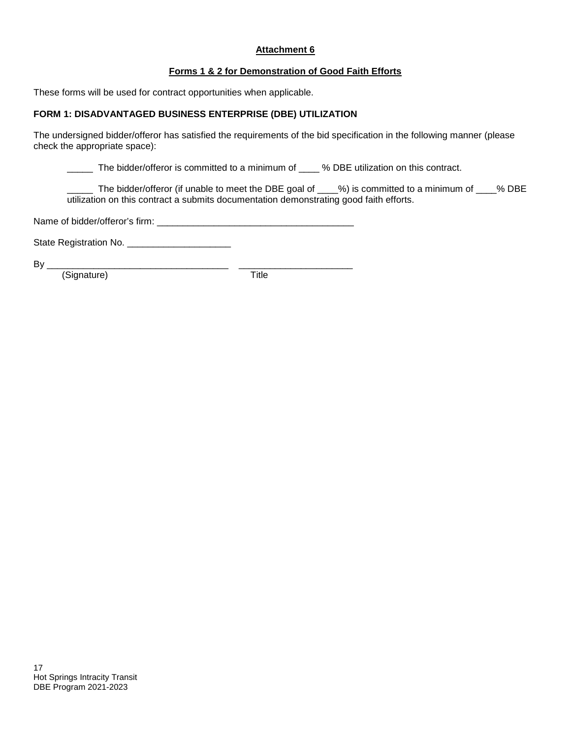**Attachment 6**

**Forms 1 & 2 for Demonstration of Good Faith Efforts**

These forms will be used for contract opportunities when applicable.

**FORM 1: DISADVANTAGED BUSINESS ENTERPRISE (DBE) UTILIZATION**

The undersigned bidder/offeror has satisfied the requirements of the bid specification in the following manner (please check the appropriate space):

_____ The bidder/offeror is committed to a minimum of ____ % DBE utilization on this contract.

_____ The bidder/offeror (if unable to meet the DBE goal of ____%) is committed to a minimum of ____% DBE utilization on this contract a submits documentation demonstrating good faith efforts.

Name of bidder/offeror's firm: ______________________________________

State Registration No. ____________________

By ___________________________________ ______________________

(Signature) Title

Hot Springs Intracity Transit
DBE Program 2021-2023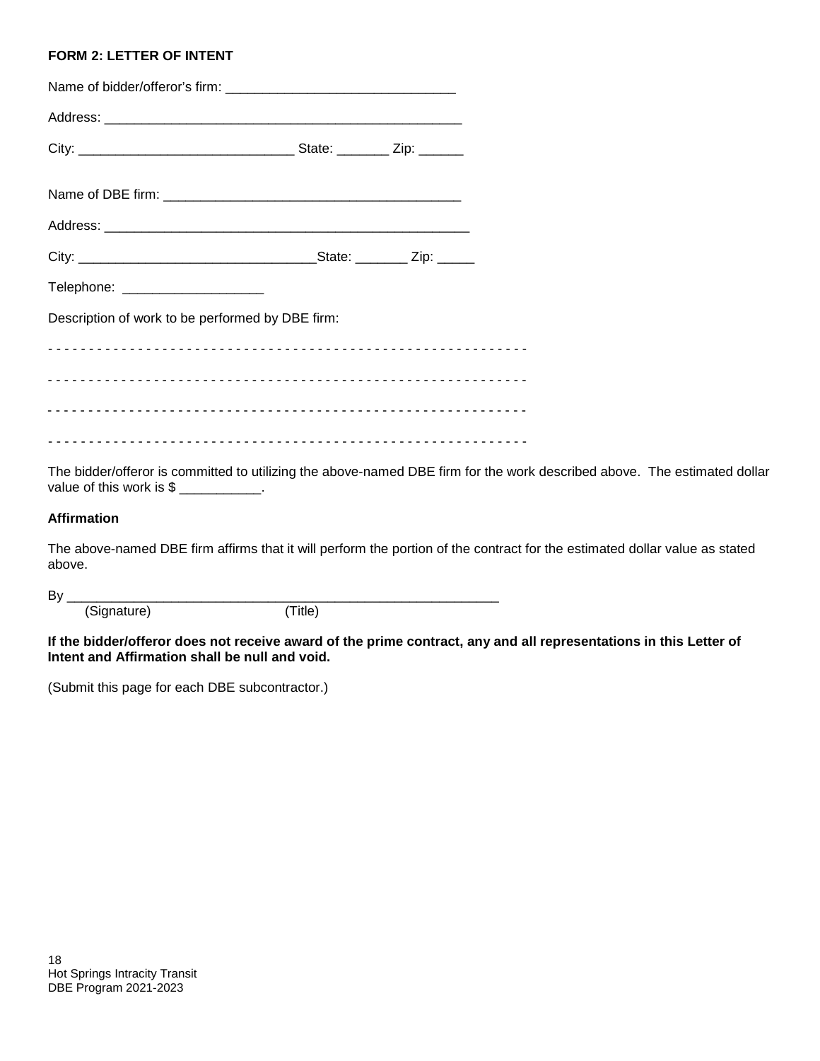**FORM 2: LETTER OF INTENT**

Name of bidder/offeror's firm: _______________________________

Address: _________________________________________________

City: ____________________________ State: _______ Zip: ______

Name of DBE firm: _______________________________________

Address: __________________________________________________

City: _______________________________State: _______ Zip: _____

Telephone: ___________________

Description of work to be performed by DBE firm:

- - - - - - - - - - - - - - - - - - - - - - - - - - - - - - - - - - - - - - - - - - - - - - - - - - - - - - - - - - - -

- - - - - - - - - - - - - - - - - - - - - - - - - - - - - - - - - - - - - - - - - - - - - - - - - - - - - - - - - - - -

- - - - - - - - - - - - - - - - - - - - - - - - - - - - - - - - - - - - - - - - - - - - - - - - - - - - - - - - - - - -

- - - - - - - - - - - - - - - - - - - - - - - - - - - - - - - - - - - - - - - - - - - - - - - - - - - - - - - - - - - -

The bidder/offeror is committed to utilizing the above-named DBE firm for the work described above. The estimated dollar value of this work is $ ___________.

**Affirmation**

The above-named DBE firm affirms that it will perform the portion of the contract for the estimated dollar value as stated above.

By ___________________________________________________________
(Signature) (Title)

**If the bidder/offeror does not receive award of the prime contract, any and all representations in this Letter of Intent and Affirmation shall be null and void.**

(Submit this page for each DBE subcontractor.)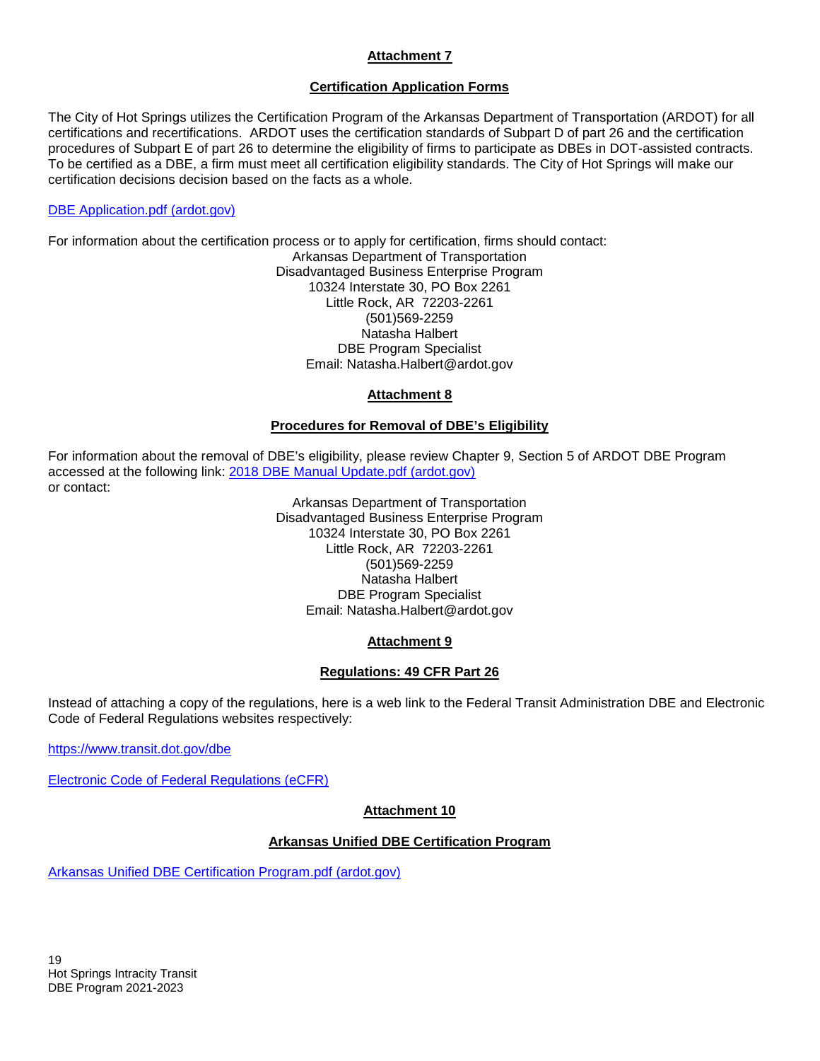## Attachment 7

### Certification Application Forms

The City of Hot Springs utilizes the Certification Program of the Arkansas Department of Transportation (ARDOT) for all certifications and recertifications. ARDOT uses the certification standards of Subpart D of part 26 and the certification procedures of Subpart E of part 26 to determine the eligibility of firms to participate as DBEs in DOT-assisted contracts. To be certified as a DBE, a firm must meet all certification eligibility standards. The City of Hot Springs will make our certification decisions decision based on the facts as a whole.

DBE Application.pdf (ardot.gov)

For information about the certification process or to apply for certification, firms should contact:

Arkansas Department of Transportation
Disadvantaged Business Enterprise Program
10324 Interstate 30, PO Box 2261
Little Rock, AR 72203-2261
(501)569-2259
Natasha Halbert
DBE Program Specialist
Email: Natasha.Halbert@ardot.gov

## Attachment 8

### Procedures for Removal of DBE's Eligibility

For information about the removal of DBE's eligibility, please review Chapter 9, Section 5 of ARDOT DBE Program accessed at the following link: 2018 DBE Manual Update.pdf (ardot.gov)
or contact:

Arkansas Department of Transportation
Disadvantaged Business Enterprise Program
10324 Interstate 30, PO Box 2261
Little Rock, AR 72203-2261
(501)569-2259
Natasha Halbert
DBE Program Specialist
Email: Natasha.Halbert@ardot.gov

## Attachment 9

### Regulations: 49 CFR Part 26

Instead of attaching a copy of the regulations, here is a web link to the Federal Transit Administration DBE and Electronic Code of Federal Regulations websites respectively:

https://www.transit.dot.gov/dbe

Electronic Code of Federal Regulations (eCFR)

## Attachment 10

### Arkansas Unified DBE Certification Program

Arkansas Unified DBE Certification Program.pdf (ardot.gov)